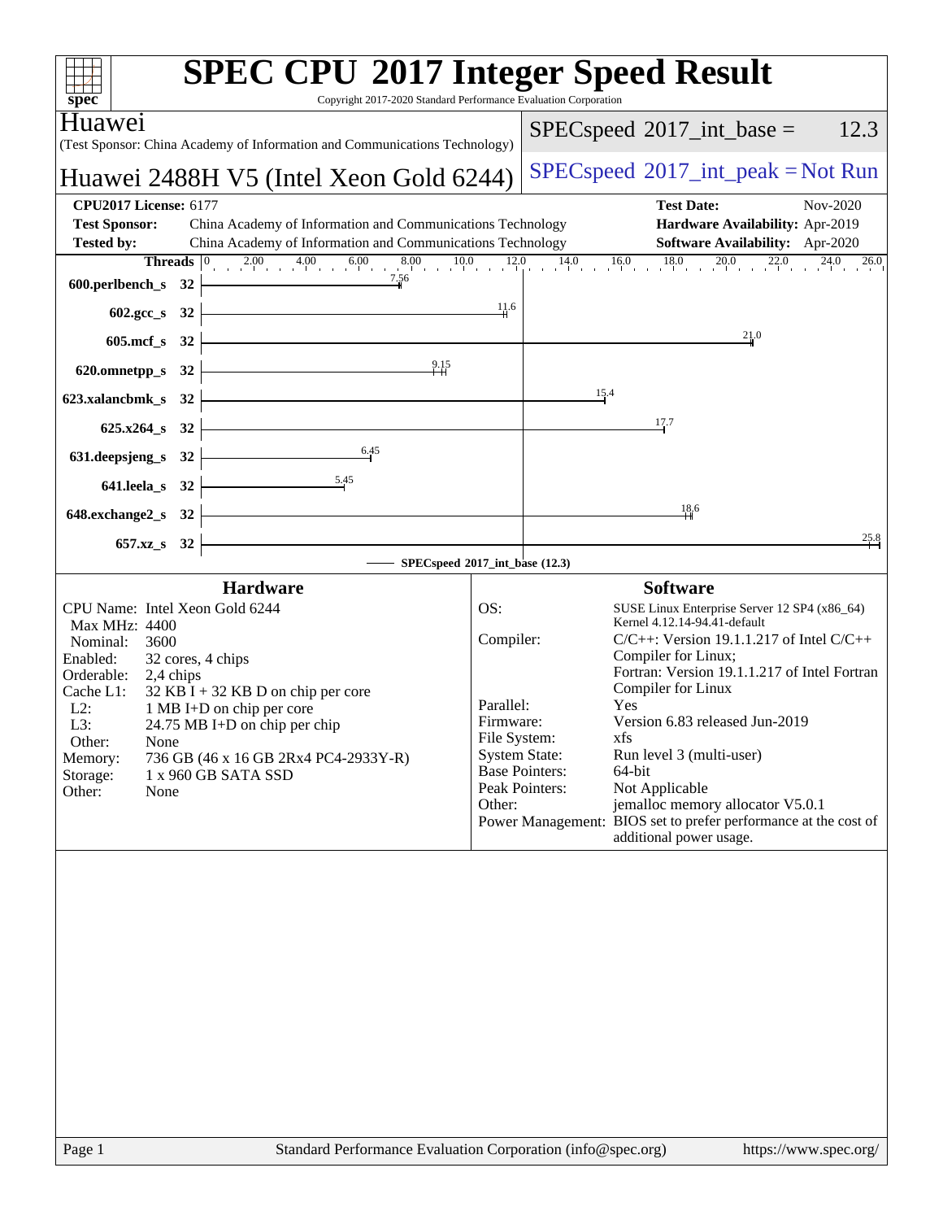# SPEC CPU 2017 Integer Speed Result

Copyright 2017-2020 Standard Performance Evaluation Corporation

**Huawei**

(Test Sponsor: China Academy of Information and Communications Technology)

**Huawei 2488H V5 (Intel Xeon Gold 6244)**

SPECspeed 2017_int_base = 12.3

SPECspeed 2017_int_peak = Not Run

| | | | |
|---|---|---|---|
| **CPU2017 License:** | 6177 | **Test Date:** | Nov-2020 |
| **Test Sponsor:** | China Academy of Information and Communications Technology | **Hardware Availability:** | Apr-2019 |
| **Tested by:** | China Academy of Information and Communications Technology | **Software Availability:** | Apr-2020 |

| Benchmark | Threads | Base Ratio |
|---|---|---|
| 600.perlbench_s | 32 | 7.56 |
| 602.gcc_s | 32 | 11.6 |
| 605.mcf_s | 32 | 21.0 |
| 620.omnetpp_s | 32 | 9.15 |
| 623.xalancbmk_s | 32 | 15.4 |
| 625.x264_s | 32 | 17.7 |
| 631.deepsjeng_s | 32 | 6.45 |
| 641.leela_s | 32 | 5.45 |
| 648.exchange2_s | 32 | 18.6 |
| 657.xz_s | 32 | 25.8 |

SPECspeed 2017_int_base (12.3)

## Hardware

- **CPU Name:** Intel Xeon Gold 6244
- **Max MHz:** 4400
- **Nominal:** 3600
- **Enabled:** 32 cores, 4 chips
- **Orderable:** 2,4 chips
- **Cache L1:** 32 KB I + 32 KB D on chip per core
- **L2:** 1 MB I+D on chip per core
- **L3:** 24.75 MB I+D on chip per chip
- **Other:** None
- **Memory:** 736 GB (46 x 16 GB 2Rx4 PC4-2933Y-R)
- **Storage:** 1 x 960 GB SATA SSD
- **Other:** None

## Software

- **OS:** SUSE Linux Enterprise Server 12 SP4 (x86_64) Kernel 4.12.14-94.41-default
- **Compiler:** C/C++: Version 19.1.1.217 of Intel C/C++ Compiler for Linux; Fortran: Version 19.1.1.217 of Intel Fortran Compiler for Linux
- **Parallel:** Yes
- **Firmware:** Version 6.83 released Jun-2019
- **File System:** xfs
- **System State:** Run level 3 (multi-user)
- **Base Pointers:** 64-bit
- **Peak Pointers:** Not Applicable
- **Other:** jemalloc memory allocator V5.0.1
- **Power Management:** BIOS set to prefer performance at the cost of additional power usage.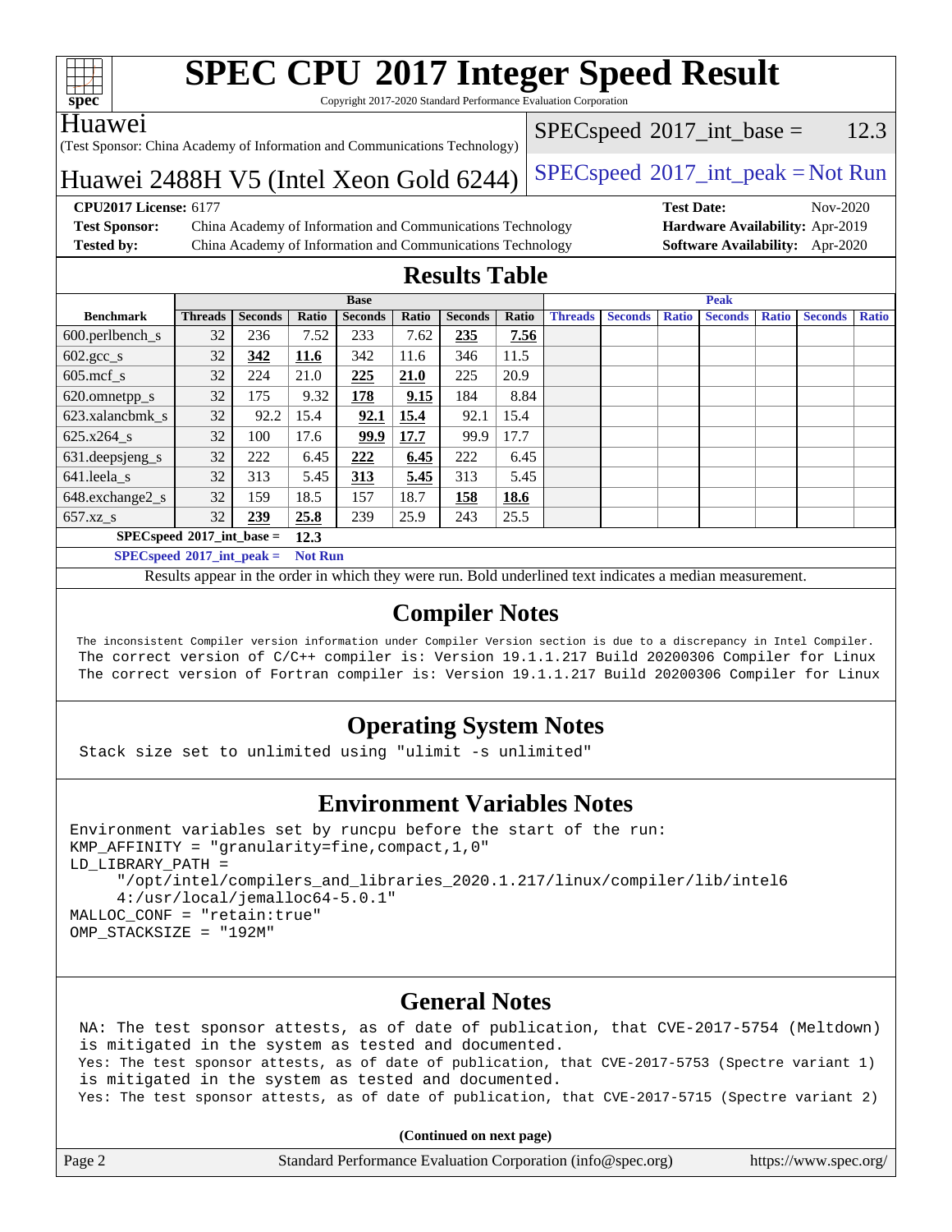# SPEC CPU 2017 Integer Speed Result

Copyright 2017-2020 Standard Performance Evaluation Corporation

**Huawei**
(Test Sponsor: China Academy of Information and Communications Technology)

**Huawei 2488H V5 (Intel Xeon Gold 6244)**

SPECspeed 2017_int_base = 12.3

SPECspeed 2017_int_peak = Not Run

| | | | |
|---|---|---|---|
| **CPU2017 License:** 6177 | | **Test Date:** | Nov-2020 |
| **Test Sponsor:** | China Academy of Information and Communications Technology | **Hardware Availability:** | Apr-2019 |
| **Tested by:** | China Academy of Information and Communications Technology | **Software Availability:** | Apr-2020 |

## Results Table

| | Base | | | | | | | Peak | | | | | | |
|---|---|---|---|---|---|---|---|---|---|---|---|---|---|---|
| **Benchmark** | **Threads** | **Seconds** | **Ratio** | **Seconds** | **Ratio** | **Seconds** | **Ratio** | **Threads** | **Seconds** | **Ratio** | **Seconds** | **Ratio** | **Seconds** | **Ratio** |
| 600.perlbench_s | 32 | 236 | 7.52 | 233 | 7.62 | **235** | **7.56** | | | | | | | |
| 602.gcc_s | 32 | **342** | **11.6** | 342 | 11.6 | 346 | 11.5 | | | | | | | |
| 605.mcf_s | 32 | 224 | 21.0 | **225** | **21.0** | 225 | 20.9 | | | | | | | |
| 620.omnetpp_s | 32 | 175 | 9.32 | **178** | **9.15** | 184 | 8.84 | | | | | | | |
| 623.xalancbmk_s | 32 | 92.2 | 15.4 | **92.1** | **15.4** | 92.1 | 15.4 | | | | | | | |
| 625.x264_s | 32 | 100 | 17.6 | **99.9** | **17.7** | 99.9 | 17.7 | | | | | | | |
| 631.deepsjeng_s | 32 | 222 | 6.45 | **222** | **6.45** | 222 | 6.45 | | | | | | | |
| 641.leela_s | 32 | 313 | 5.45 | **313** | **5.45** | 313 | 5.45 | | | | | | | |
| 648.exchange2_s | 32 | 159 | 18.5 | 157 | 18.7 | **158** | **18.6** | | | | | | | |
| 657.xz_s | 32 | **239** | **25.8** | 239 | 25.9 | 243 | 25.5 | | | | | | | |

**SPECspeed 2017_int_base = 12.3**

**SPECspeed 2017_int_peak = Not Run**

Results appear in the order in which they were run. Bold underlined text indicates a median measurement.

## Compiler Notes

```
The inconsistent Compiler version information under Compiler Version section is due to a discrepancy in Intel Compiler.
The correct version of C/C++ compiler is: Version 19.1.1.217 Build 20200306 Compiler for Linux
The correct version of Fortran compiler is: Version 19.1.1.217 Build 20200306 Compiler for Linux
```

## Operating System Notes

```
Stack size set to unlimited using "ulimit -s unlimited"
```

## Environment Variables Notes

```
Environment variables set by runcpu before the start of the run:
KMP_AFFINITY = "granularity=fine,compact,1,0"
LD_LIBRARY_PATH =
     "/opt/intel/compilers_and_libraries_2020.1.217/linux/compiler/lib/intel6
     4:/usr/local/jemalloc64-5.0.1"
MALLOC_CONF = "retain:true"
OMP_STACKSIZE = "192M"
```

## General Notes

```
NA: The test sponsor attests, as of date of publication, that CVE-2017-5754 (Meltdown)
is mitigated in the system as tested and documented.
Yes: The test sponsor attests, as of date of publication, that CVE-2017-5753 (Spectre variant 1)
is mitigated in the system as tested and documented.
Yes: The test sponsor attests, as of date of publication, that CVE-2017-5715 (Spectre variant 2)
```

**(Continued on next page)**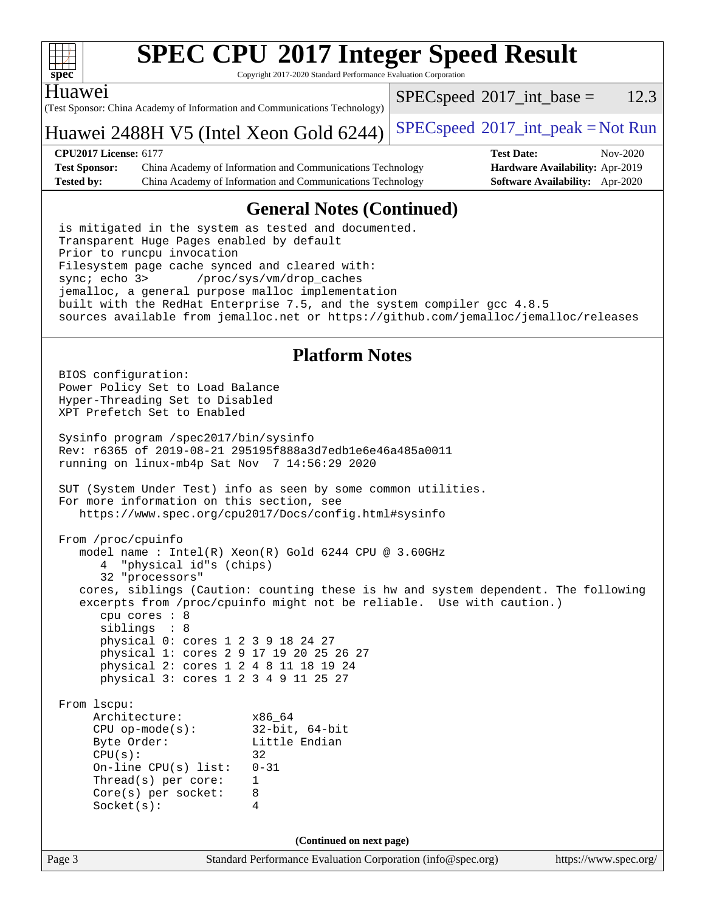## General Notes (Continued)

```
is mitigated in the system as tested and documented.
Transparent Huge Pages enabled by default
Prior to runcpu invocation
Filesystem page cache synced and cleared with:
sync; echo 3>       /proc/sys/vm/drop_caches
jemalloc, a general purpose malloc implementation
built with the RedHat Enterprise 7.5, and the system compiler gcc 4.8.5
sources available from jemalloc.net or https://github.com/jemalloc/jemalloc/releases
```

## Platform Notes

```
BIOS configuration:
Power Policy Set to Load Balance
Hyper-Threading Set to Disabled
XPT Prefetch Set to Enabled

Sysinfo program /spec2017/bin/sysinfo
Rev: r6365 of 2019-08-21 295195f888a3d7edb1e6e46a485a0011
running on linux-mb4p Sat Nov  7 14:56:29 2020

SUT (System Under Test) info as seen by some common utilities.
For more information on this section, see
   https://www.spec.org/cpu2017/Docs/config.html#sysinfo

From /proc/cpuinfo
   model name : Intel(R) Xeon(R) Gold 6244 CPU @ 3.60GHz
      4  "physical id"s (chips)
      32 "processors"
   cores, siblings (Caution: counting these is hw and system dependent. The following
   excerpts from /proc/cpuinfo might not be reliable.  Use with caution.)
      cpu cores : 8
      siblings  : 8
      physical 0: cores 1 2 3 9 18 24 27
      physical 1: cores 2 9 17 19 20 25 26 27
      physical 2: cores 1 2 4 8 11 18 19 24
      physical 3: cores 1 2 3 4 9 11 25 27

From lscpu:
     Architecture:          x86_64
     CPU op-mode(s):        32-bit, 64-bit
     Byte Order:            Little Endian
     CPU(s):                32
     On-line CPU(s) list:   0-31
     Thread(s) per core:    1
     Core(s) per socket:    8
     Socket(s):             4
```

(Continued on next page)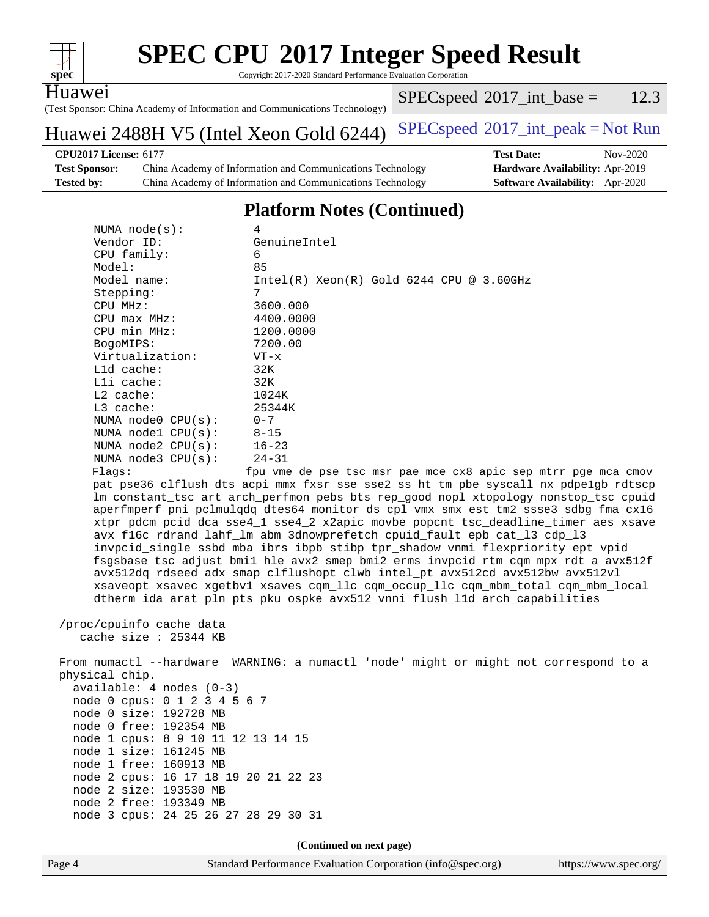## Platform Notes (Continued)

```
     NUMA node(s):          4
     Vendor ID:             GenuineIntel
     CPU family:            6
     Model:                 85
     Model name:            Intel(R) Xeon(R) Gold 6244 CPU @ 3.60GHz
     Stepping:              7
     CPU MHz:               3600.000
     CPU max MHz:           4400.0000
     CPU min MHz:           1200.0000
     BogoMIPS:              7200.00
     Virtualization:        VT-x
     L1d cache:             32K
     L1i cache:             32K
     L2 cache:              1024K
     L3 cache:              25344K
     NUMA node0 CPU(s):     0-7
     NUMA node1 CPU(s):     8-15
     NUMA node2 CPU(s):     16-23
     NUMA node3 CPU(s):     24-31
     Flags:                 fpu vme de pse tsc msr pae mce cx8 apic sep mtrr pge mca cmov
     pat pse36 clflush dts acpi mmx fxsr sse sse2 ss ht tm pbe syscall nx pdpe1gb rdtscp
     lm constant_tsc art arch_perfmon pebs bts rep_good nopl xtopology nonstop_tsc cpuid
     aperfmperf pni pclmulqdq dtes64 monitor ds_cpl vmx smx est tm2 ssse3 sdbg fma cx16
     xtpr pdcm pcid dca sse4_1 sse4_2 x2apic movbe popcnt tsc_deadline_timer aes xsave
     avx f16c rdrand lahf_lm abm 3dnowprefetch cpuid_fault epb cat_l3 cdp_l3
     invpcid_single ssbd mba ibrs ibpb stibp tpr_shadow vnmi flexpriority ept vpid
     fsgsbase tsc_adjust bmi1 hle avx2 smep bmi2 erms invpcid rtm cqm mpx rdt_a avx512f
     avx512dq rdseed adx smap clflushopt clwb intel_pt avx512cd avx512bw avx512vl
     xsaveopt xsavec xgetbv1 xsaves cqm_llc cqm_occup_llc cqm_mbm_total cqm_mbm_local
     dtherm ida arat pln pts pku ospke avx512_vnni flush_l1d arch_capabilities

 /proc/cpuinfo cache data
    cache size : 25344 KB

 From numactl --hardware  WARNING: a numactl 'node' might or might not correspond to a
 physical chip.
   available: 4 nodes (0-3)
   node 0 cpus: 0 1 2 3 4 5 6 7
   node 0 size: 192728 MB
   node 0 free: 192354 MB
   node 1 cpus: 8 9 10 11 12 13 14 15
   node 1 size: 161245 MB
   node 1 free: 160913 MB
   node 2 cpus: 16 17 18 19 20 21 22 23
   node 2 size: 193530 MB
   node 2 free: 193349 MB
   node 3 cpus: 24 25 26 27 28 29 30 31
```

**(Continued on next page)**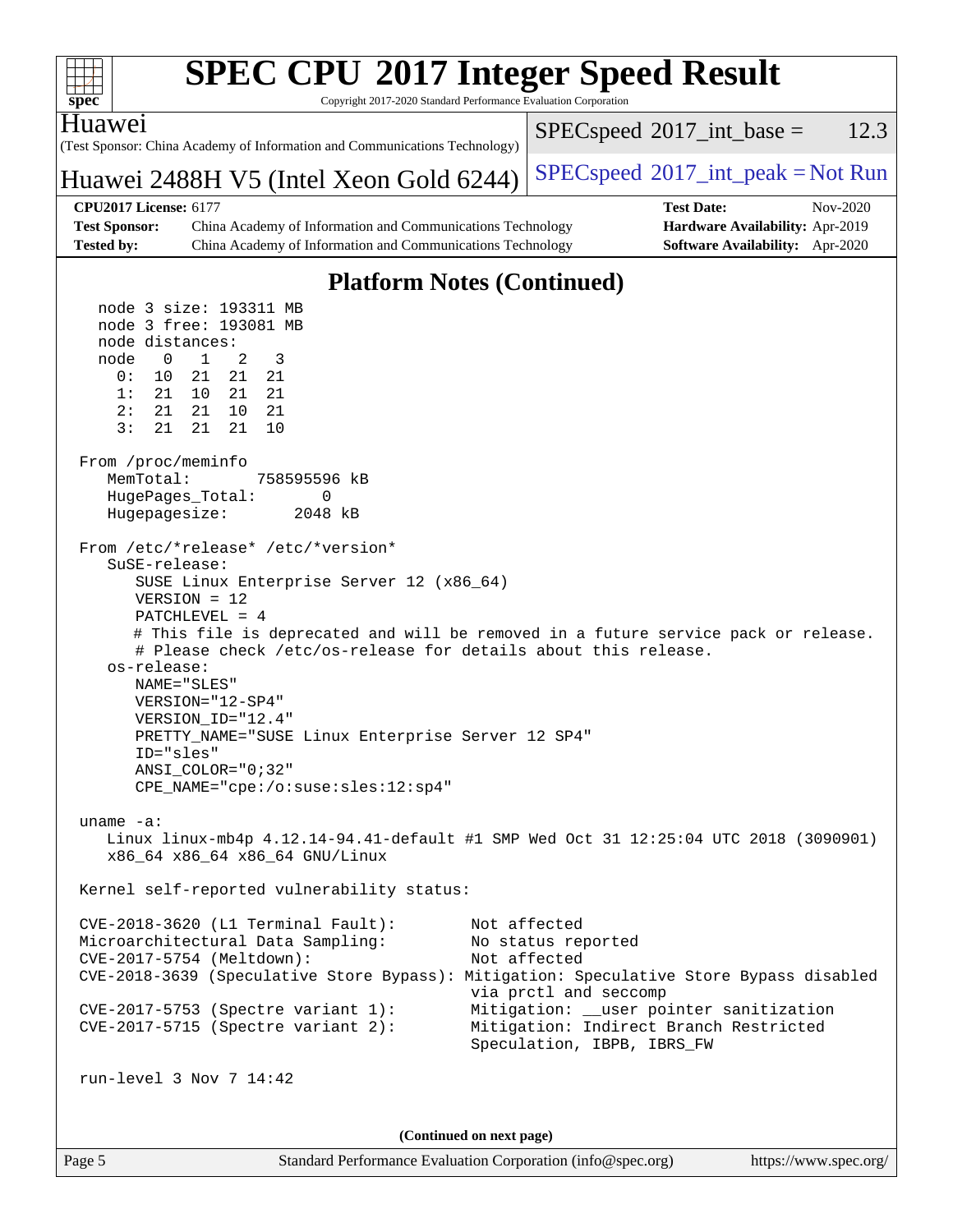## Platform Notes (Continued)

```
   node 3 size: 193311 MB
   node 3 free: 193081 MB
   node distances:
   node   0   1   2   3
     0:  10  21  21  21
     1:  21  10  21  21
     2:  21  21  10  21
     3:  21  21  21  10

 From /proc/meminfo
    MemTotal:       758595596 kB
    HugePages_Total:       0
    Hugepagesize:       2048 kB

 From /etc/*release* /etc/*version*
    SuSE-release:
       SUSE Linux Enterprise Server 12 (x86_64)
       VERSION = 12
       PATCHLEVEL = 4
       # This file is deprecated and will be removed in a future service pack or release.
       # Please check /etc/os-release for details about this release.
    os-release:
       NAME="SLES"
       VERSION="12-SP4"
       VERSION_ID="12.4"
       PRETTY_NAME="SUSE Linux Enterprise Server 12 SP4"
       ID="sles"
       ANSI_COLOR="0;32"
       CPE_NAME="cpe:/o:suse:sles:12:sp4"

 uname -a:
    Linux linux-mb4p 4.12.14-94.41-default #1 SMP Wed Oct 31 12:25:04 UTC 2018 (3090901)
    x86_64 x86_64 x86_64 GNU/Linux

 Kernel self-reported vulnerability status:

 CVE-2018-3620 (L1 Terminal Fault):        Not affected
 Microarchitectural Data Sampling:         No status reported
 CVE-2017-5754 (Meltdown):                 Not affected
 CVE-2018-3639 (Speculative Store Bypass): Mitigation: Speculative Store Bypass disabled
                                           via prctl and seccomp
 CVE-2017-5753 (Spectre variant 1):        Mitigation: __user pointer sanitization
 CVE-2017-5715 (Spectre variant 2):        Mitigation: Indirect Branch Restricted
                                           Speculation, IBPB, IBRS_FW

 run-level 3 Nov 7 14:42
```

(Continued on next page)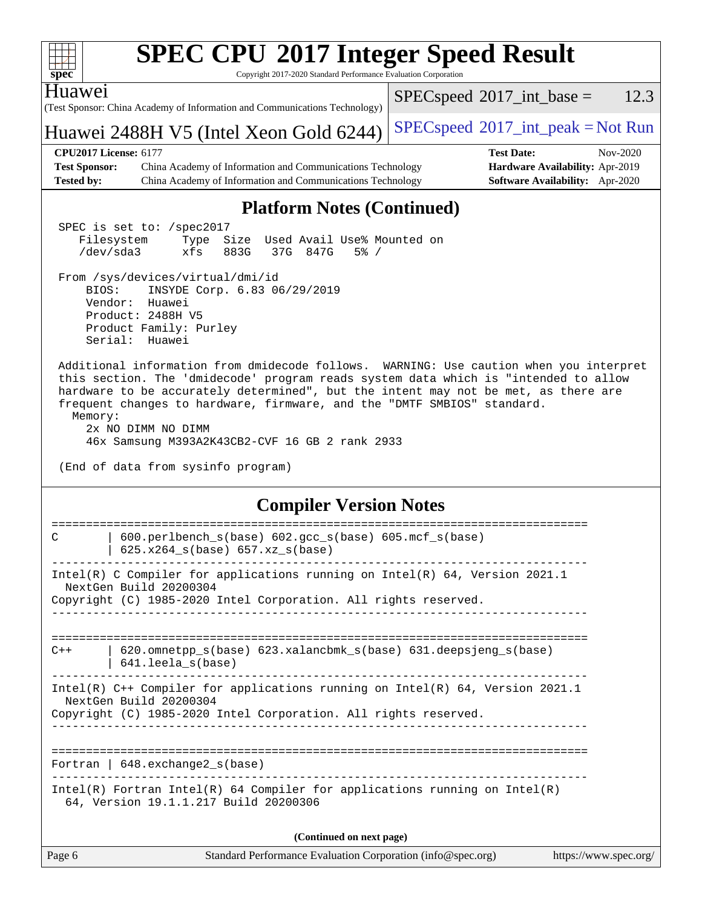## Platform Notes (Continued)

```
SPEC is set to: /spec2017
   Filesystem     Type  Size  Used Avail Use% Mounted on
   /dev/sda3      xfs   883G   37G  847G   5% /

From /sys/devices/virtual/dmi/id
    BIOS:    INSYDE Corp. 6.83 06/29/2019
    Vendor:  Huawei
    Product: 2488H V5
    Product Family: Purley
    Serial:  Huawei

Additional information from dmidecode follows.  WARNING: Use caution when you interpret
this section. The 'dmidecode' program reads system data which is "intended to allow
hardware to be accurately determined", but the intent may not be met, as there are
frequent changes to hardware, firmware, and the "DMTF SMBIOS" standard.
  Memory:
    2x NO DIMM NO DIMM
    46x Samsung M393A2K43CB2-CVF 16 GB 2 rank 2933

(End of data from sysinfo program)
```

## Compiler Version Notes

```
==============================================================================
C       | 600.perlbench_s(base) 602.gcc_s(base) 605.mcf_s(base)
        | 625.x264_s(base) 657.xz_s(base)
------------------------------------------------------------------------------
Intel(R) C Compiler for applications running on Intel(R) 64, Version 2021.1
  NextGen Build 20200304
Copyright (C) 1985-2020 Intel Corporation. All rights reserved.
------------------------------------------------------------------------------

==============================================================================
C++     | 620.omnetpp_s(base) 623.xalancbmk_s(base) 631.deepsjeng_s(base)
        | 641.leela_s(base)
------------------------------------------------------------------------------
Intel(R) C++ Compiler for applications running on Intel(R) 64, Version 2021.1
  NextGen Build 20200304
Copyright (C) 1985-2020 Intel Corporation. All rights reserved.
------------------------------------------------------------------------------

==============================================================================
Fortran | 648.exchange2_s(base)
------------------------------------------------------------------------------
Intel(R) Fortran Intel(R) 64 Compiler for applications running on Intel(R)
  64, Version 19.1.1.217 Build 20200306
```

**(Continued on next page)**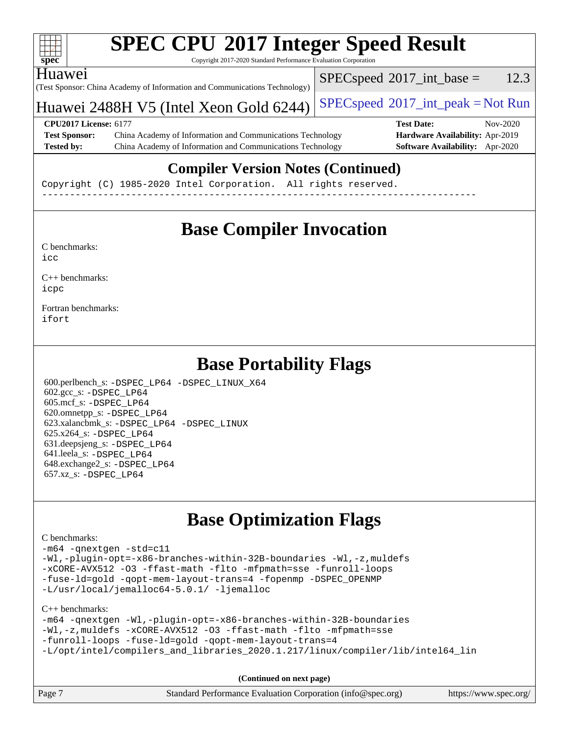# SPEC CPU 2017 Integer Speed Result

Copyright 2017-2020 Standard Performance Evaluation Corporation

Huawei
(Test Sponsor: China Academy of Information and Communications Technology)

Huawei 2488H V5 (Intel Xeon Gold 6244)

SPECspeed 2017_int_base = 12.3

SPECspeed 2017_int_peak = Not Run

**CPU2017 License:** 6177
**Test Sponsor:** China Academy of Information and Communications Technology
**Tested by:** China Academy of Information and Communications Technology
**Test Date:** Nov-2020
**Hardware Availability:** Apr-2019
**Software Availability:** Apr-2020

## Compiler Version Notes (Continued)

```
Copyright (C) 1985-2020 Intel Corporation.  All rights reserved.
------------------------------------------------------------------------------
```

## Base Compiler Invocation

C benchmarks:
`icc`

C++ benchmarks:
`icpc`

Fortran benchmarks:
`ifort`

## Base Portability Flags

600.perlbench_s: `-DSPEC_LP64 -DSPEC_LINUX_X64`
602.gcc_s: `-DSPEC_LP64`
605.mcf_s: `-DSPEC_LP64`
620.omnetpp_s: `-DSPEC_LP64`
623.xalancbmk_s: `-DSPEC_LP64 -DSPEC_LINUX`
625.x264_s: `-DSPEC_LP64`
631.deepsjeng_s: `-DSPEC_LP64`
641.leela_s: `-DSPEC_LP64`
648.exchange2_s: `-DSPEC_LP64`
657.xz_s: `-DSPEC_LP64`

## Base Optimization Flags

C benchmarks:

```
-m64 -qnextgen -std=c11
-Wl,-plugin-opt=-x86-branches-within-32B-boundaries -Wl,-z,muldefs
-xCORE-AVX512 -O3 -ffast-math -flto -mfpmath=sse -funroll-loops
-fuse-ld=gold -qopt-mem-layout-trans=4 -fopenmp -DSPEC_OPENMP
-L/usr/local/jemalloc64-5.0.1/ -ljemalloc
```

C++ benchmarks:

```
-m64 -qnextgen -Wl,-plugin-opt=-x86-branches-within-32B-boundaries
-Wl,-z,muldefs -xCORE-AVX512 -O3 -ffast-math -flto -mfpmath=sse
-funroll-loops -fuse-ld=gold -qopt-mem-layout-trans=4
-L/opt/intel/compilers_and_libraries_2020.1.217/linux/compiler/lib/intel64_lin
```

**(Continued on next page)**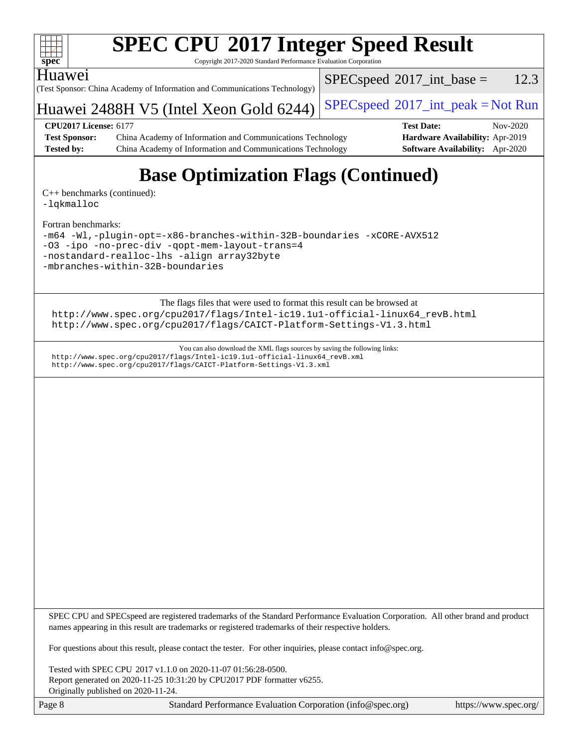# SPEC CPU 2017 Integer Speed Result

Copyright 2017-2020 Standard Performance Evaluation Corporation

Huawei
(Test Sponsor: China Academy of Information and Communications Technology)

Huawei 2488H V5 (Intel Xeon Gold 6244)

SPECspeed 2017_int_base = 12.3

SPECspeed 2017_int_peak = Not Run

**CPU2017 License:** 6177
**Test Sponsor:** China Academy of Information and Communications Technology
**Tested by:** China Academy of Information and Communications Technology

**Test Date:** Nov-2020
**Hardware Availability:** Apr-2019
**Software Availability:** Apr-2020

## Base Optimization Flags (Continued)

C++ benchmarks (continued):
-lqkmalloc

Fortran benchmarks:
-m64 -Wl,-plugin-opt=-x86-branches-within-32B-boundaries -xCORE-AVX512
-O3 -ipo -no-prec-div -qopt-mem-layout-trans=4
-nostandard-realloc-lhs -align array32byte
-mbranches-within-32B-boundaries

The flags files that were used to format this result can be browsed at
http://www.spec.org/cpu2017/flags/Intel-ic19.1u1-official-linux64_revB.html
http://www.spec.org/cpu2017/flags/CAICT-Platform-Settings-V1.3.html

You can also download the XML flags sources by saving the following links:
http://www.spec.org/cpu2017/flags/Intel-ic19.1u1-official-linux64_revB.xml
http://www.spec.org/cpu2017/flags/CAICT-Platform-Settings-V1.3.xml

SPEC CPU and SPECspeed are registered trademarks of the Standard Performance Evaluation Corporation. All other brand and product names appearing in this result are trademarks or registered trademarks of their respective holders.

For questions about this result, please contact the tester. For other inquiries, please contact info@spec.org.

Tested with SPEC CPU 2017 v1.1.0 on 2020-11-07 01:56:28-0500.
Report generated on 2020-11-25 10:31:20 by CPU2017 PDF formatter v6255.
Originally published on 2020-11-24.